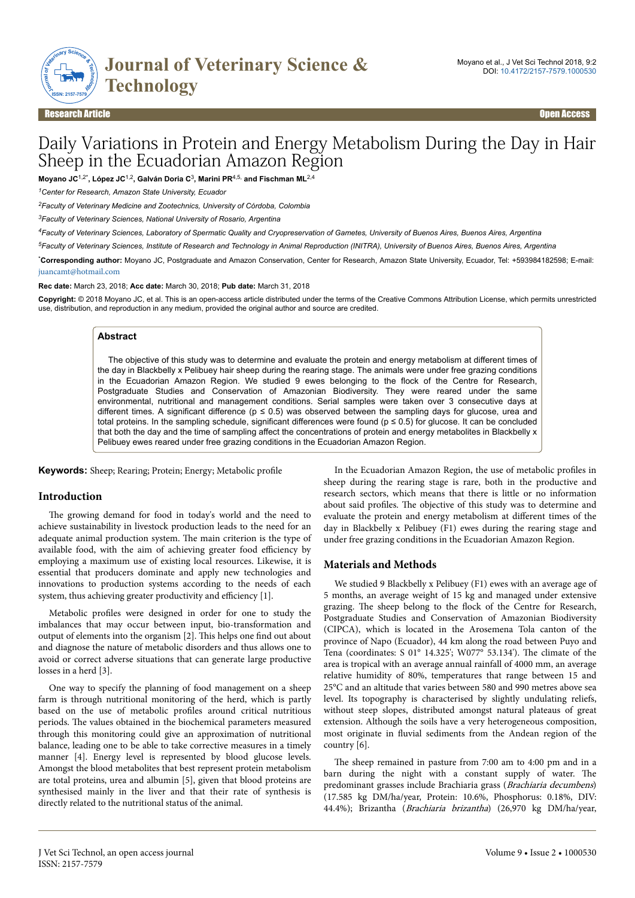Research Article Open Access

# Daily Variations in Protein and Energy Metabolism During the Day in Hair Sheep in the Ecuadorian Amazon Region

**Moyano JC[1,2*], López JC[1,2], Galván Doria C[3], Marini PR[4,5,] and Fischman ML[2,4]**

*[1]Center for Research, Amazon State University, Ecuador*

*[2]Faculty of Veterinary Medicine and Zootechnics, University of Córdoba, Colombia*

*[3]Faculty of Veterinary Sciences, National University of Rosario, Argentina*

*[4]Faculty of Veterinary Sciences, Laboratory of Spermatic Quality and Cryopreservation of Gametes, University of Buenos Aires, Buenos Aires, Argentina*

*[5]Faculty of Veterinary Sciences, Institute of Research and Technology in Animal Reproduction (INITRA), University of Buenos Aires, Buenos Aires, Argentina*

***Corresponding author:** Moyano JC, Postgraduate and Amazon Conservation, Center for Research, Amazon State University, Ecuador, Tel: +593984182598; E-mail: juancamt@hotmail.com

**Rec date:** March 23, 2018; **Acc date:** March 30, 2018; **Pub date:** March 31, 2018

**Copyright:** © 2018 Moyano JC, et al. This is an open-access article distributed under the terms of the Creative Commons Attribution License, which permits unrestricted use, distribution, and reproduction in any medium, provided the original author and source are credited.

## Abstract

The objective of this study was to determine and evaluate the protein and energy metabolism at different times of the day in Blackbelly x Pelibuey hair sheep during the rearing stage. The animals were under free grazing conditions in the Ecuadorian Amazon Region. We studied 9 ewes belonging to the flock of the Centre for Research, Postgraduate Studies and Conservation of Amazonian Biodiversity. They were reared under the same environmental, nutritional and management conditions. Serial samples were taken over 3 consecutive days at different times. A significant difference ($p \leq 0.5$) was observed between the sampling days for glucose, urea and total proteins. In the sampling schedule, significant differences were found ($p \leq 0.5$) for glucose. It can be concluded that both the day and the time of sampling affect the concentrations of protein and energy metabolites in Blackbelly x Pelibuey ewes reared under free grazing conditions in the Ecuadorian Amazon Region.

**Keywords:** Sheep; Rearing; Protein; Energy; Metabolic profile

## Introduction

The growing demand for food in today's world and the need to achieve sustainability in livestock production leads to the need for an adequate animal production system. The main criterion is the type of available food, with the aim of achieving greater food efficiency by employing a maximum use of existing local resources. Likewise, it is essential that producers dominate and apply new technologies and innovations to production systems according to the needs of each system, thus achieving greater productivity and efficiency [1].

Metabolic profiles were designed in order for one to study the imbalances that may occur between input, bio-transformation and output of elements into the organism [2]. This helps one find out about and diagnose the nature of metabolic disorders and thus allows one to avoid or correct adverse situations that can generate large productive losses in a herd [3].

One way to specify the planning of food management on a sheep farm is through nutritional monitoring of the herd, which is partly based on the use of metabolic profiles around critical nutritious periods. The values obtained in the biochemical parameters measured through this monitoring could give an approximation of nutritional balance, leading one to be able to take corrective measures in a timely manner [4]. Energy level is represented by blood glucose levels. Amongst the blood metabolites that best represent protein metabolism are total proteins, urea and albumin [5], given that blood proteins are synthesised mainly in the liver and that their rate of synthesis is directly related to the nutritional status of the animal.

In the Ecuadorian Amazon Region, the use of metabolic profiles in sheep during the rearing stage is rare, both in the productive and research sectors, which means that there is little or no information about said profiles. The objective of this study was to determine and evaluate the protein and energy metabolism at different times of the day in Blackbelly x Pelibuey (F1) ewes during the rearing stage and under free grazing conditions in the Ecuadorian Amazon Region.

## Materials and Methods

We studied 9 Blackbelly x Pelibuey (F1) ewes with an average age of 5 months, an average weight of 15 kg and managed under extensive grazing. The sheep belong to the flock of the Centre for Research, Postgraduate Studies and Conservation of Amazonian Biodiversity (CIPCA), which is located in the Arosemena Tola canton of the province of Napo (Ecuador), 44 km along the road between Puyo and Tena (coordinates: S 01° 14.325'; W077° 53.134'). The climate of the area is tropical with an average annual rainfall of 4000 mm, an average relative humidity of 80%, temperatures that range between 15 and 25°C and an altitude that varies between 580 and 990 metres above sea level. Its topography is characterised by slightly undulating reliefs, without steep slopes, distributed amongst natural plateaus of great extension. Although the soils have a very heterogeneous composition, most originate in fluvial sediments from the Andean region of the country [6].

The sheep remained in pasture from 7:00 am to 4:00 pm and in a barn during the night with a constant supply of water. The predominant grasses include Brachiaria grass (*Brachiaria decumbens*) (17.585 kg DM/ha/year, Protein: 10.6%, Phosphorus: 0.18%, DIV: 44.4%); Brizantha (*Brachiaria brizantha*) (26,970 kg DM/ha/year,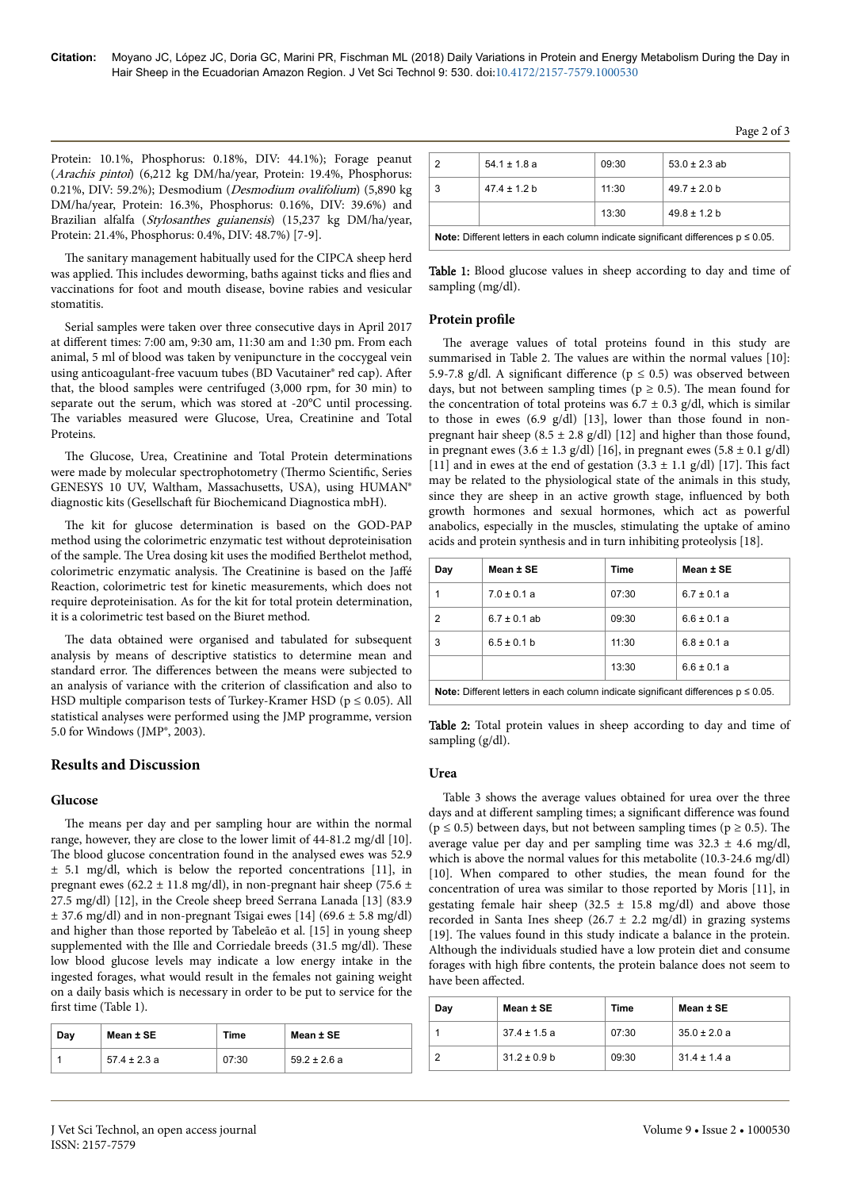Protein: 10.1%, Phosphorus: 0.18%, DIV: 44.1%); Forage peanut (*Arachis pintoi*) (6,212 kg DM/ha/year, Protein: 19.4%, Phosphorus: 0.21%, DIV: 59.2%); Desmodium (*Desmodium ovalifolium*) (5,890 kg DM/ha/year, Protein: 16.3%, Phosphorus: 0.16%, DIV: 39.6%) and Brazilian alfalfa (*Stylosanthes guianensis*) (15,237 kg DM/ha/year, Protein: 21.4%, Phosphorus: 0.4%, DIV: 48.7%) [7-9].

The sanitary management habitually used for the CIPCA sheep herd was applied. This includes deworming, baths against ticks and flies and vaccinations for foot and mouth disease, bovine rabies and vesicular stomatitis.

Serial samples were taken over three consecutive days in April 2017 at different times: 7:00 am, 9:30 am, 11:30 am and 1:30 pm. From each animal, 5 ml of blood was taken by venipuncture in the coccygeal vein using anticoagulant-free vacuum tubes (BD Vacutainer® red cap). After that, the blood samples were centrifuged (3,000 rpm, for 30 min) to separate out the serum, which was stored at -20°C until processing. The variables measured were Glucose, Urea, Creatinine and Total Proteins.

The Glucose, Urea, Creatinine and Total Protein determinations were made by molecular spectrophotometry (Thermo Scientific, Series GENESYS 10 UV, Waltham, Massachusetts, USA), using HUMAN® diagnostic kits (Gesellschaft für Biochemicand Diagnostica mbH).

The kit for glucose determination is based on the GOD-PAP method using the colorimetric enzymatic test without deproteinisation of the sample. The Urea dosing kit uses the modified Berthelot method, colorimetric enzymatic analysis. The Creatinine is based on the Jaffé Reaction, colorimetric test for kinetic measurements, which does not require deproteinisation. As for the kit for total protein determination, it is a colorimetric test based on the Biuret method.

The data obtained were organised and tabulated for subsequent analysis by means of descriptive statistics to determine mean and standard error. The differences between the means were subjected to an analysis of variance with the criterion of classification and also to HSD multiple comparison tests of Turkey-Kramer HSD ($p \leq 0.05$). All statistical analyses were performed using the JMP programme, version 5.0 for Windows (JMP®, 2003).

## Results and Discussion

### Glucose

The means per day and per sampling hour are within the normal range, however, they are close to the lower limit of 44-81.2 mg/dl [10]. The blood glucose concentration found in the analysed ewes was 52.9 ± 5.1 mg/dl, which is below the reported concentrations [11], in pregnant ewes (62.2 ± 11.8 mg/dl), in non-pregnant hair sheep (75.6 ± 27.5 mg/dl) [12], in the Creole sheep breed Serrana Lanada [13] (83.9 ± 37.6 mg/dl) and in non-pregnant Tsigai ewes [14] (69.6 ± 5.8 mg/dl) and higher than those reported by Tabeleão et al. [15] in young sheep supplemented with the Ille and Corriedale breeds (31.5 mg/dl). These low blood glucose levels may indicate a low energy intake in the ingested forages, what would result in the females not gaining weight on a daily basis which is necessary in order to be put to service for the first time (Table 1).

| Day | Mean ± SE | Time | Mean ± SE |
|---|---|---|---|
| 1 | 57.4 ± 2.3 a | 07:30 | 59.2 ± 2.6 a |
| 2 | 54.1 ± 1.8 a | 09:30 | 53.0 ± 2.3 ab |
| 3 | 47.4 ± 1.2 b | 11:30 | 49.7 ± 2.0 b |
| | | 13:30 | 49.8 ± 1.2 b |

**Note:** Different letters in each column indicate significant differences $p \leq 0.05$.

**Table 1:** Blood glucose values in sheep according to day and time of sampling (mg/dl).

### Protein profile

The average values of total proteins found in this study are summarised in Table 2. The values are within the normal values [10]: 5.9-7.8 g/dl. A significant difference ($p \leq 0.5$) was observed between days, but not between sampling times ($p \geq 0.5$). The mean found for the concentration of total proteins was 6.7 ± 0.3 g/dl, which is similar to those in ewes (6.9 g/dl) [13], lower than those found in non-pregnant hair sheep (8.5 ± 2.8 g/dl) [12] and higher than those found, in pregnant ewes (3.6 ± 1.3 g/dl) [16], in pregnant ewes (5.8 ± 0.1 g/dl) [11] and in ewes at the end of gestation (3.3 ± 1.1 g/dl) [17]. This fact may be related to the physiological state of the animals in this study, since they are sheep in an active growth stage, influenced by both growth hormones and sexual hormones, which act as powerful anabolics, especially in the muscles, stimulating the uptake of amino acids and protein synthesis and in turn inhibiting proteolysis [18].

| Day | Mean ± SE | Time | Mean ± SE |
|---|---|---|---|
| 1 | 7.0 ± 0.1 a | 07:30 | 6.7 ± 0.1 a |
| 2 | 6.7 ± 0.1 ab | 09:30 | 6.6 ± 0.1 a |
| 3 | 6.5 ± 0.1 b | 11:30 | 6.8 ± 0.1 a |
| | | 13:30 | 6.6 ± 0.1 a |

**Note:** Different letters in each column indicate significant differences $p \leq 0.05$.

**Table 2:** Total protein values in sheep according to day and time of sampling (g/dl).

### Urea

Table 3 shows the average values obtained for urea over the three days and at different sampling times; a significant difference was found ($p \leq 0.5$) between days, but not between sampling times ($p \geq 0.5$). The average value per day and per sampling time was 32.3 ± 4.6 mg/dl, which is above the normal values for this metabolite (10.3-24.6 mg/dl) [10]. When compared to other studies, the mean found for the concentration of urea was similar to those reported by Moris [11], in gestating female hair sheep (32.5 ± 15.8 mg/dl) and above those recorded in Santa Ines sheep (26.7 ± 2.2 mg/dl) in grazing systems [19]. The values found in this study indicate a balance in the protein. Although the individuals studied have a low protein diet and consume forages with high fibre contents, the protein balance does not seem to have been affected.

| Day | Mean ± SE | Time | Mean ± SE |
|---|---|---|---|
| 1 | 37.4 ± 1.5 a | 07:30 | 35.0 ± 2.0 a |
| 2 | 31.2 ± 0.9 b | 09:30 | 31.4 ± 1.4 a |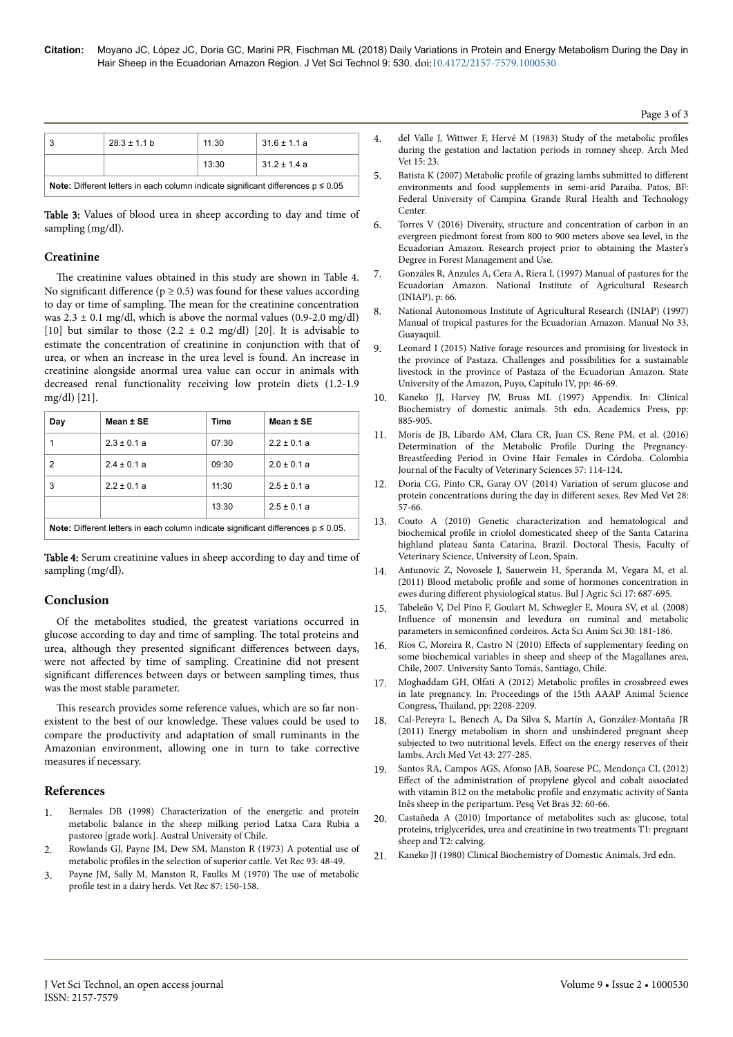| | | | |
|---|---|---|---|
| 3 | 28.3 ± 1.1 b | 11:30 | 31.6 ± 1.1 a |
| | | 13:30 | 31.2 ± 1.4 a |

**Note:** Different letters in each column indicate significant differences p ≤ 0.05

Table 3: Values of blood urea in sheep according to day and time of sampling (mg/dl).

### Creatinine

The creatinine values obtained in this study are shown in Table 4. No significant difference (p ≥ 0.5) was found for these values according to day or time of sampling. The mean for the creatinine concentration was 2.3 ± 0.1 mg/dl, which is above the normal values (0.9-2.0 mg/dl) [10] but similar to those (2.2 ± 0.2 mg/dl) [20]. It is advisable to estimate the concentration of creatinine in conjunction with that of urea, or when an increase in the urea level is found. An increase in creatinine alongside anormal urea value can occur in animals with decreased renal functionality receiving low protein diets (1.2-1.9 mg/dl) [21].

| Day | Mean ± SE | Time | Mean ± SE |
|---|---|---|---|
| 1 | 2.3 ± 0.1 a | 07:30 | 2.2 ± 0.1 a |
| 2 | 2.4 ± 0.1 a | 09:30 | 2.0 ± 0.1 a |
| 3 | 2.2 ± 0.1 a | 11:30 | 2.5 ± 0.1 a |
| | | 13:30 | 2.5 ± 0.1 a |

**Note:** Different letters in each column indicate significant differences p ≤ 0.05.

Table 4: Serum creatinine values in sheep according to day and time of sampling (mg/dl).

## Conclusion

Of the metabolites studied, the greatest variations occurred in glucose according to day and time of sampling. The total proteins and urea, although they presented significant differences between days, were not affected by time of sampling. Creatinine did not present significant differences between days or between sampling times, thus was the most stable parameter.

This research provides some reference values, which are so far non-existent to the best of our knowledge. These values could be used to compare the productivity and adaptation of small ruminants in the Amazonian environment, allowing one in turn to take corrective measures if necessary.

## References

1. Bernales DB (1998) Characterization of the energetic and protein metabolic balance in the sheep milking period Latxa Cara Rubia a pastoreo [grade work]. Austral University of Chile.
2. Rowlands GJ, Payne JM, Dew SM, Manston R (1973) A potential use of metabolic profiles in the selection of superior cattle. Vet Rec 93: 48-49.
3. Payne JM, Sally M, Manston R, Faulks M (1970) The use of metabolic profile test in a dairy herds. Vet Rec 87: 150-158.
4. del Valle J, Wittwer F, Hervé M (1983) Study of the metabolic profiles during the gestation and lactation periods in romney sheep. Arch Med Vet 15: 23.
5. Batista K (2007) Metabolic profile of grazing lambs submitted to different environments and food supplements in semi-arid Paraiba. Patos, BF: Federal University of Campina Grande Rural Health and Technology Center.
6. Torres V (2016) Diversity, structure and concentration of carbon in an evergreen piedmont forest from 800 to 900 meters above sea level, in the Ecuadorian Amazon. Research project prior to obtaining the Master's Degree in Forest Management and Use.
7. Gonzáles R, Anzules A, Cera A, Riera L (1997) Manual of pastures for the Ecuadorian Amazon. National Institute of Agricultural Research (INIAP), p: 66.
8. National Autonomous Institute of Agricultural Research (INIAP) (1997) Manual of tropical pastures for the Ecuadorian Amazon. Manual No 33, Guayaquil.
9. Leonard I (2015) Native forage resources and promising for livestock in the province of Pastaza. Challenges and possibilities for a sustainable livestock in the province of Pastaza of the Ecuadorian Amazon. State University of the Amazon, Puyo, Capítulo IV, pp: 46-69.
10. Kaneko JJ, Harvey JW, Bruss ML (1997) Appendix. In: Clinical Biochemistry of domestic animals. 5th edn. Academics Press, pp: 885-905.
11. Moris de JB, Libardo AM, Clara CR, Juan CS, Rene PM, et al. (2016) Determination of the Metabolic Profile During the Pregnancy-Breastfeeding Period in Ovine Hair Females in Córdoba. Colombia Journal of the Faculty of Veterinary Sciences 57: 114-124.
12. Doria CG, Pinto CR, Garay OV (2014) Variation of serum glucose and protein concentrations during the day in different sexes. Rev Med Vet 28: 57-66.
13. Couto A (2010) Genetic characterization and hematological and biochemical profile in criolol domesticated sheep of the Santa Catarina highland plateau Santa Catarina, Brazil. Doctoral Thesis, Faculty of Veterinary Science, University of Leon, Spain.
14. Antunovic Z, Novoselec J, Sauerwein H, Speranda M, Vegara M, et al. (2011) Blood metabolic profile and some of hormones concentration in ewes during different physiological status. Bul J Agric Sci 17: 687-695.
15. Tabeleão V, Del Pino F, Goulart M, Schwegler E, Moura SV, et al. (2008) Influence of monensin and levedura on ruminal and metabolic parameters in semiconfined cordeiros. Acta Sci Anim Sci 30: 181-186.
16. Ríos C, Moreira R, Castro N (2010) Effects of supplementary feeding on some biochemical variables in sheep and sheep of the Magallanes area, Chile, 2007. University Santo Tomás, Santiago, Chile.
17. Moghaddam GH, Olfati A (2012) Metabolic profiles in crossbreed ewes in late pregnancy. In: Proceedings of the 15th AAAP Animal Science Congress, Thailand, pp: 2208-2209.
18. Cal-Pereyra L, Benech A, Da Silva S, Martín A, González-Montaña JR (2011) Energy metabolism in shorn and unshindered pregnant sheep subjected to two nutritional levels. Effect on the energy reserves of their lambs. Arch Med Vet 43: 277-285.
19. Santos RA, Campos AGS, Afonso JAB, Soarese PC, Mendonça CL (2012) Effect of the administration of propylene glycol and cobalt associated with vitamin B12 on the metabolic profile and enzymatic activity of Santa Inês sheep in the peripartum. Pesq Vet Bras 32: 60-66.
20. Castañeda A (2010) Importance of metabolites such as: glucose, total proteins, triglycerides, urea and creatinine in two treatments T1: pregnant sheep and T2: calving.
21. Kaneko JJ (1980) Clinical Biochemistry of Domestic Animals. 3rd edn.